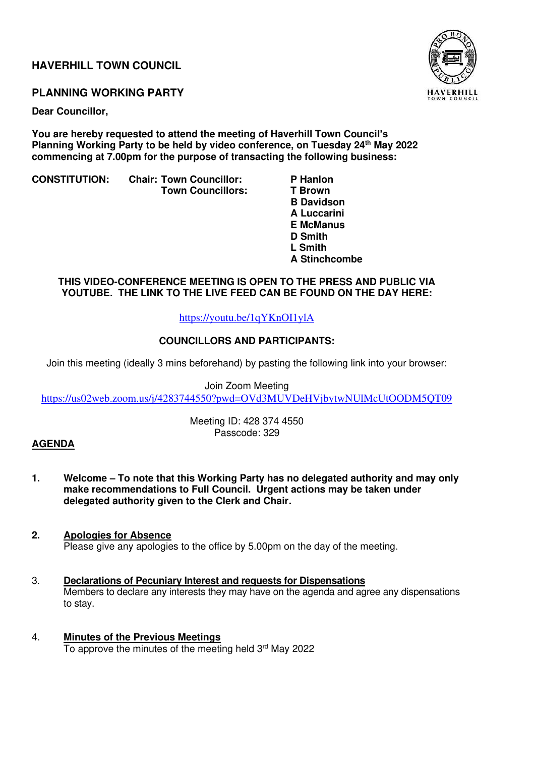# HAVERHILL TOWN COUNCIL

## PLANNING WORKING PARTY

**Dear Councillor,**

**You are hereby requested to attend the meeting of Haverhill Town Council's Planning Working Party to be held by video conference, on Tuesday 24th May 2022 commencing at 7.00pm for the purpose of transacting the following business:**

| | | |
|---|---|---|
| **CONSTITUTION:** | **Chair: Town Councillor:** | **P Hanlon** |
| | **Town Councillors:** | **T Brown** |
| | | **B Davidson** |
| | | **A Luccarini** |
| | | **E McManus** |
| | | **D Smith** |
| | | **L Smith** |
| | | **A Stinchcombe** |

**THIS VIDEO-CONFERENCE MEETING IS OPEN TO THE PRESS AND PUBLIC VIA YOUTUBE. THE LINK TO THE LIVE FEED CAN BE FOUND ON THE DAY HERE:**

https://youtu.be/1qYKnOI1ylA

**COUNCILLORS AND PARTICIPANTS:**

Join this meeting (ideally 3 mins beforehand) by pasting the following link into your browser:

Join Zoom Meeting
https://us02web.zoom.us/j/4283744550?pwd=OVd3MUVDeHVjbytwNUlMcUtOODM5QT09

Meeting ID: 428 374 4550
Passcode: 329

## AGENDA

1. **Welcome – To note that this Working Party has no delegated authority and may only make recommendations to Full Council. Urgent actions may be taken under delegated authority given to the Clerk and Chair.**

2. **Apologies for Absence**
   Please give any apologies to the office by 5.00pm on the day of the meeting.

3. **Declarations of Pecuniary Interest and requests for Dispensations**
   Members to declare any interests they may have on the agenda and agree any dispensations to stay.

4. **Minutes of the Previous Meetings**
   To approve the minutes of the meeting held 3rd May 2022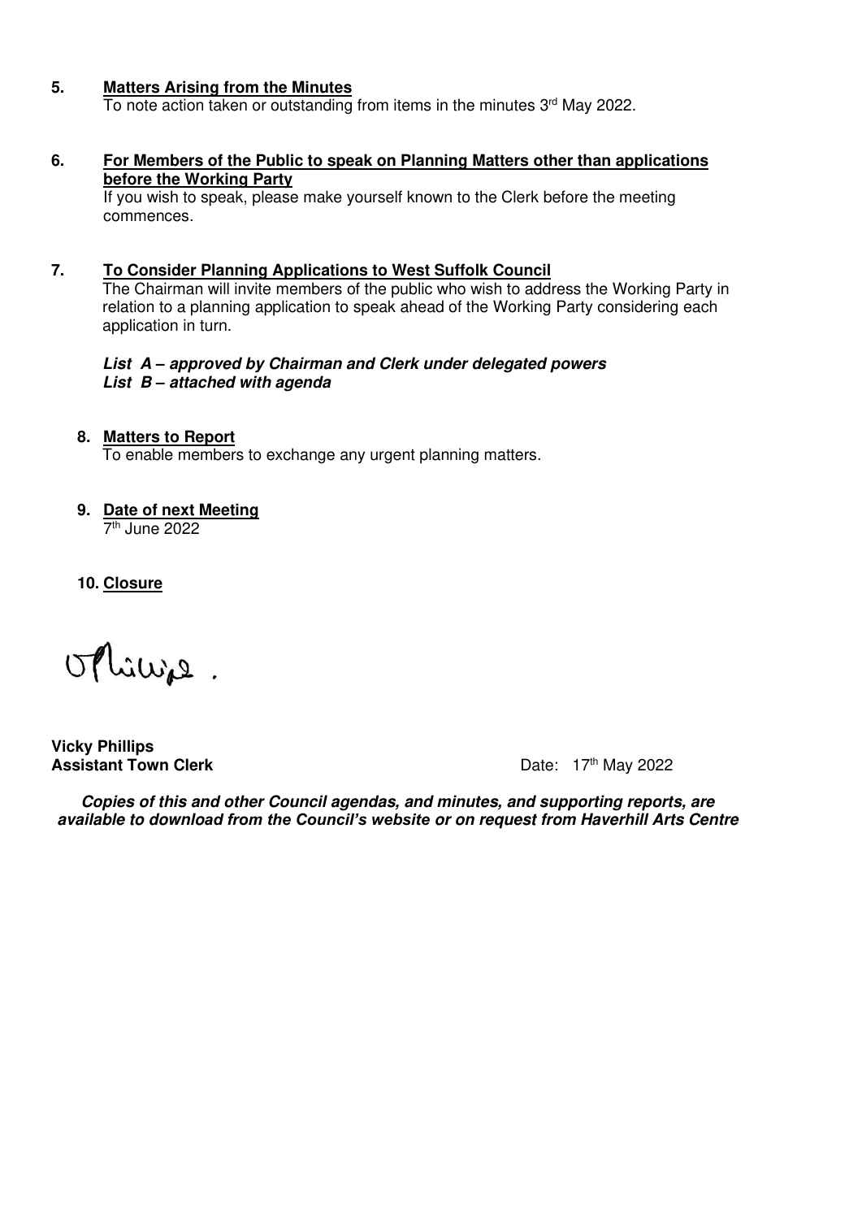**5. <u>Matters Arising from the Minutes</u>**

To note action taken or outstanding from items in the minutes 3rd May 2022.

**6. <u>For Members of the Public to speak on Planning Matters other than applications before the Working Party</u>**

If you wish to speak, please make yourself known to the Clerk before the meeting commences.

**7. <u>To Consider Planning Applications to West Suffolk Council</u>**

The Chairman will invite members of the public who wish to address the Working Party in relation to a planning application to speak ahead of the Working Party considering each application in turn.

***List A – approved by Chairman and Clerk under delegated powers***
***List B – attached with agenda***

**8. <u>Matters to Report</u>**

To enable members to exchange any urgent planning matters.

**9. <u>Date of next Meeting</u>**

7th June 2022

**10. <u>Closure</u>**

**Vicky Phillips**
**Assistant Town Clerk**

Date: 17th May 2022

***Copies of this and other Council agendas, and minutes, and supporting reports, are available to download from the Council's website or on request from Haverhill Arts Centre***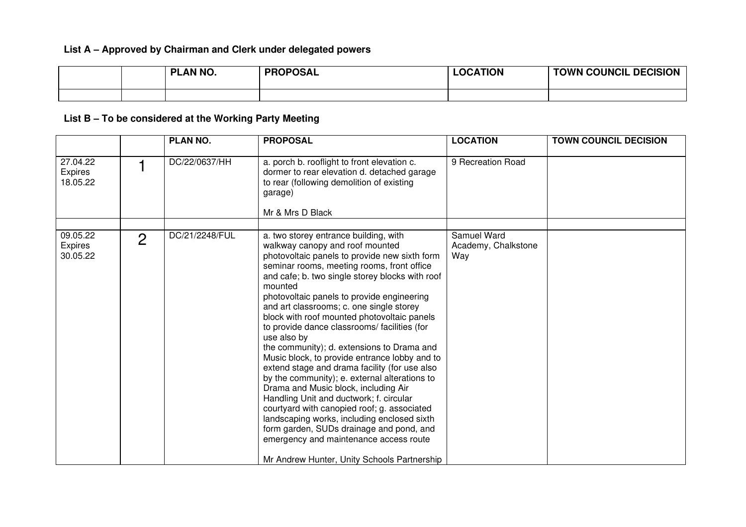### List A – Approved by Chairman and Clerk under delegated powers

| | | PLAN NO. | PROPOSAL | LOCATION | TOWN COUNCIL DECISION |
|---|---|---|---|---|---|
| | | | | | |

### List B – To be considered at the Working Party Meeting

| | | PLAN NO. | PROPOSAL | LOCATION | TOWN COUNCIL DECISION |
|---|---|---|---|---|---|
| 27.04.22 Expires 18.05.22 | 1 | DC/22/0637/HH | a. porch b. rooflight to front elevation c. dormer to rear elevation d. detached garage to rear (following demolition of existing garage)<br><br>Mr & Mrs D Black | 9 Recreation Road | |
| | | | | | |
| 09.05.22 Expires 30.05.22 | 2 | DC/21/2248/FUL | a. two storey entrance building, with walkway canopy and roof mounted photovoltaic panels to provide new sixth form seminar rooms, meeting rooms, front office and cafe; b. two single storey blocks with roof mounted photovoltaic panels to provide engineering and art classrooms; c. one single storey block with roof mounted photovoltaic panels to provide dance classrooms/ facilities (for use also by the community); d. extensions to Drama and Music block, to provide entrance lobby and to extend stage and drama facility (for use also by the community); e. external alterations to Drama and Music block, including Air Handling Unit and ductwork; f. circular courtyard with canopied roof; g. associated landscaping works, including enclosed sixth form garden, SUDs drainage and pond, and emergency and maintenance access route<br><br>Mr Andrew Hunter, Unity Schools Partnership | Samuel Ward Academy, Chalkstone Way | |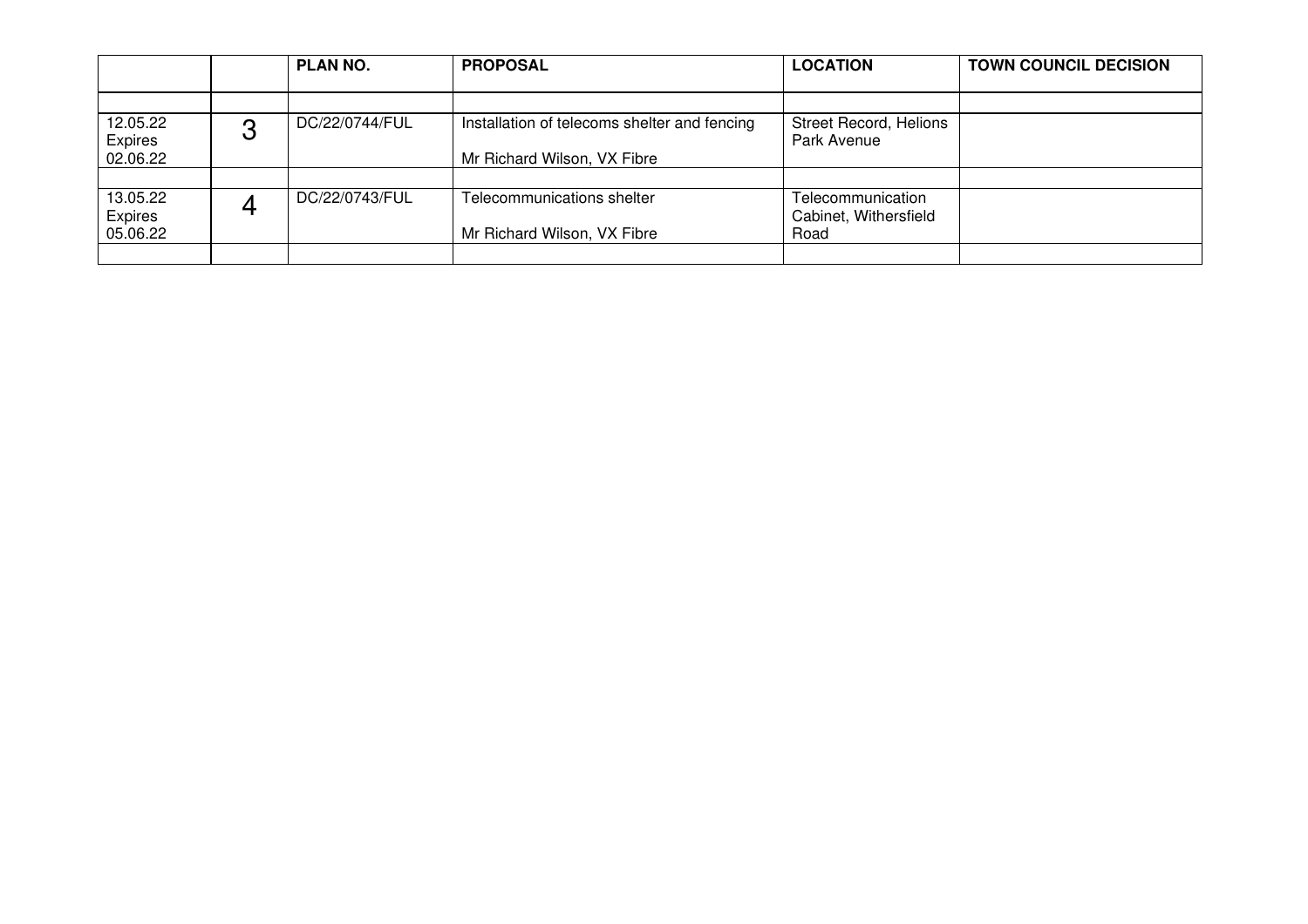| | | PLAN NO. | PROPOSAL | LOCATION | TOWN COUNCIL DECISION |
|---|---|---|---|---|---|
| | | | | | |
| 12.05.22 Expires 02.06.22 | 3 | DC/22/0744/FUL | Installation of telecoms shelter and fencing<br><br>Mr Richard Wilson, VX Fibre | Street Record, Helions Park Avenue | |
| | | | | | |
| 13.05.22 Expires 05.06.22 | 4 | DC/22/0743/FUL | Telecommunications shelter<br><br>Mr Richard Wilson, VX Fibre | Telecommunication Cabinet, Withersfield Road | |
| | | | | | |